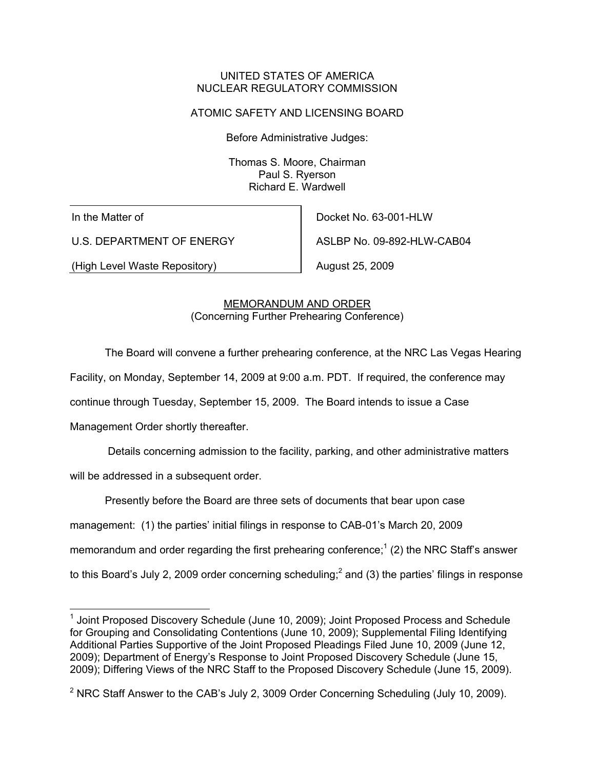UNITED STATES OF AMERICA
NUCLEAR REGULATORY COMMISSION

ATOMIC SAFETY AND LICENSING BOARD

Before Administrative Judges:

Thomas S. Moore, Chairman
Paul S. Ryerson
Richard E. Wardwell

| In the Matter of | Docket No. 63-001-HLW |
|---|---|
| U.S. DEPARTMENT OF ENERGY | ASLBP No. 09-892-HLW-CAB04 |
| (High Level Waste Repository) | August 25, 2009 |

MEMORANDUM AND ORDER
(Concerning Further Prehearing Conference)

The Board will convene a further prehearing conference, at the NRC Las Vegas Hearing Facility, on Monday, September 14, 2009 at 9:00 a.m. PDT. If required, the conference may continue through Tuesday, September 15, 2009. The Board intends to issue a Case Management Order shortly thereafter.

Details concerning admission to the facility, parking, and other administrative matters will be addressed in a subsequent order.

Presently before the Board are three sets of documents that bear upon case management: (1) the parties' initial filings in response to CAB-01's March 20, 2009 memorandum and order regarding the first prehearing conference;[1] (2) the NRC Staff's answer to this Board's July 2, 2009 order concerning scheduling;[2] and (3) the parties' filings in response

---

[1] Joint Proposed Discovery Schedule (June 10, 2009); Joint Proposed Process and Schedule for Grouping and Consolidating Contentions (June 10, 2009); Supplemental Filing Identifying Additional Parties Supportive of the Joint Proposed Pleadings Filed June 10, 2009 (June 12, 2009); Department of Energy's Response to Joint Proposed Discovery Schedule (June 15, 2009); Differing Views of the NRC Staff to the Proposed Discovery Schedule (June 15, 2009).

[2] NRC Staff Answer to the CAB's July 2, 3009 Order Concerning Scheduling (July 10, 2009).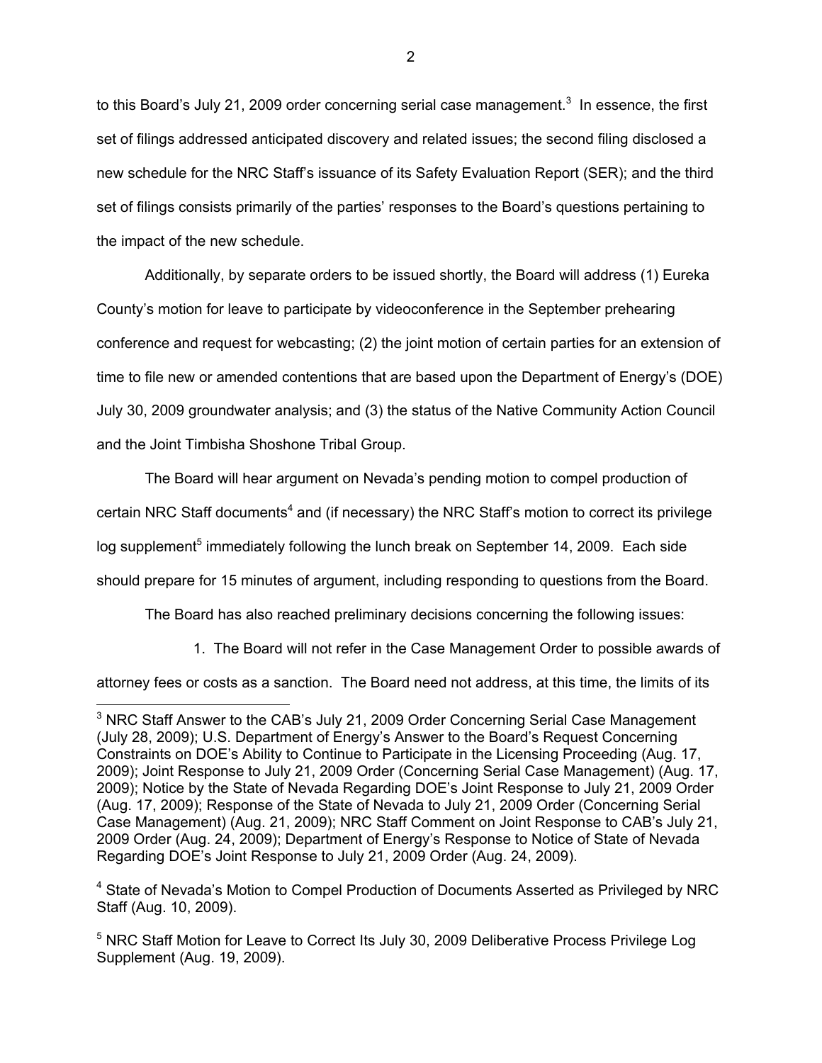to this Board's July 21, 2009 order concerning serial case management.[3] In essence, the first set of filings addressed anticipated discovery and related issues; the second filing disclosed a new schedule for the NRC Staff's issuance of its Safety Evaluation Report (SER); and the third set of filings consists primarily of the parties' responses to the Board's questions pertaining to the impact of the new schedule.

Additionally, by separate orders to be issued shortly, the Board will address (1) Eureka County's motion for leave to participate by videoconference in the September prehearing conference and request for webcasting; (2) the joint motion of certain parties for an extension of time to file new or amended contentions that are based upon the Department of Energy's (DOE) July 30, 2009 groundwater analysis; and (3) the status of the Native Community Action Council and the Joint Timbisha Shoshone Tribal Group.

The Board will hear argument on Nevada's pending motion to compel production of certain NRC Staff documents[4] and (if necessary) the NRC Staff's motion to correct its privilege log supplement[5] immediately following the lunch break on September 14, 2009. Each side should prepare for 15 minutes of argument, including responding to questions from the Board.

The Board has also reached preliminary decisions concerning the following issues:

1. The Board will not refer in the Case Management Order to possible awards of attorney fees or costs as a sanction. The Board need not address, at this time, the limits of its

---

[3] NRC Staff Answer to the CAB's July 21, 2009 Order Concerning Serial Case Management (July 28, 2009); U.S. Department of Energy's Answer to the Board's Request Concerning Constraints on DOE's Ability to Continue to Participate in the Licensing Proceeding (Aug. 17, 2009); Joint Response to July 21, 2009 Order (Concerning Serial Case Management) (Aug. 17, 2009); Notice by the State of Nevada Regarding DOE's Joint Response to July 21, 2009 Order (Aug. 17, 2009); Response of the State of Nevada to July 21, 2009 Order (Concerning Serial Case Management) (Aug. 21, 2009); NRC Staff Comment on Joint Response to CAB's July 21, 2009 Order (Aug. 24, 2009); Department of Energy's Response to Notice of State of Nevada Regarding DOE's Joint Response to July 21, 2009 Order (Aug. 24, 2009).

[4] State of Nevada's Motion to Compel Production of Documents Asserted as Privileged by NRC Staff (Aug. 10, 2009).

[5] NRC Staff Motion for Leave to Correct Its July 30, 2009 Deliberative Process Privilege Log Supplement (Aug. 19, 2009).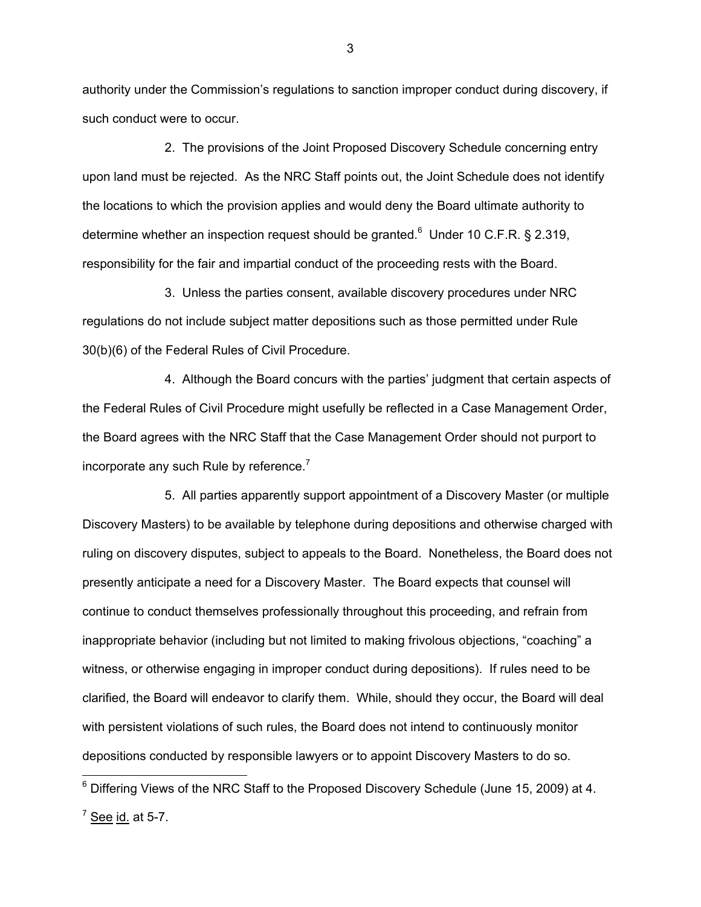authority under the Commission's regulations to sanction improper conduct during discovery, if such conduct were to occur.

2. The provisions of the Joint Proposed Discovery Schedule concerning entry upon land must be rejected. As the NRC Staff points out, the Joint Schedule does not identify the locations to which the provision applies and would deny the Board ultimate authority to determine whether an inspection request should be granted.[6] Under 10 C.F.R. § 2.319, responsibility for the fair and impartial conduct of the proceeding rests with the Board.

3. Unless the parties consent, available discovery procedures under NRC regulations do not include subject matter depositions such as those permitted under Rule 30(b)(6) of the Federal Rules of Civil Procedure.

4. Although the Board concurs with the parties' judgment that certain aspects of the Federal Rules of Civil Procedure might usefully be reflected in a Case Management Order, the Board agrees with the NRC Staff that the Case Management Order should not purport to incorporate any such Rule by reference.[7]

5. All parties apparently support appointment of a Discovery Master (or multiple Discovery Masters) to be available by telephone during depositions and otherwise charged with ruling on discovery disputes, subject to appeals to the Board. Nonetheless, the Board does not presently anticipate a need for a Discovery Master. The Board expects that counsel will continue to conduct themselves professionally throughout this proceeding, and refrain from inappropriate behavior (including but not limited to making frivolous objections, "coaching" a witness, or otherwise engaging in improper conduct during depositions). If rules need to be clarified, the Board will endeavor to clarify them. While, should they occur, the Board will deal with persistent violations of such rules, the Board does not intend to continuously monitor depositions conducted by responsible lawyers or to appoint Discovery Masters to do so.

---

[6] Differing Views of the NRC Staff to the Proposed Discovery Schedule (June 15, 2009) at 4.

[7] See id. at 5-7.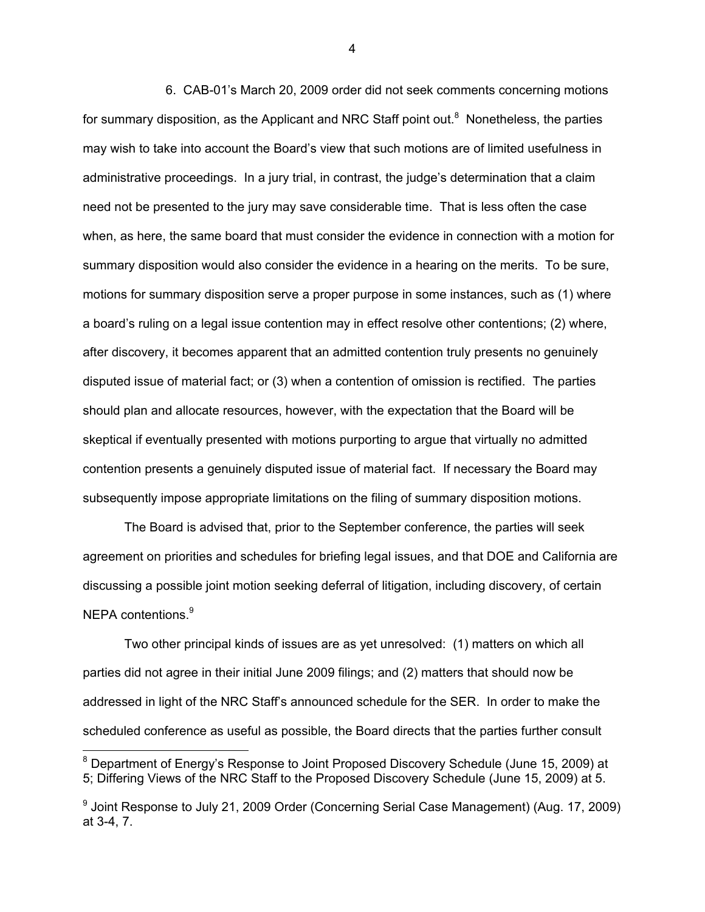6. CAB-01's March 20, 2009 order did not seek comments concerning motions for summary disposition, as the Applicant and NRC Staff point out.[8] Nonetheless, the parties may wish to take into account the Board's view that such motions are of limited usefulness in administrative proceedings. In a jury trial, in contrast, the judge's determination that a claim need not be presented to the jury may save considerable time. That is less often the case when, as here, the same board that must consider the evidence in connection with a motion for summary disposition would also consider the evidence in a hearing on the merits. To be sure, motions for summary disposition serve a proper purpose in some instances, such as (1) where a board's ruling on a legal issue contention may in effect resolve other contentions; (2) where, after discovery, it becomes apparent that an admitted contention truly presents no genuinely disputed issue of material fact; or (3) when a contention of omission is rectified. The parties should plan and allocate resources, however, with the expectation that the Board will be skeptical if eventually presented with motions purporting to argue that virtually no admitted contention presents a genuinely disputed issue of material fact. If necessary the Board may subsequently impose appropriate limitations on the filing of summary disposition motions.

The Board is advised that, prior to the September conference, the parties will seek agreement on priorities and schedules for briefing legal issues, and that DOE and California are discussing a possible joint motion seeking deferral of litigation, including discovery, of certain NEPA contentions.[9]

Two other principal kinds of issues are as yet unresolved: (1) matters on which all parties did not agree in their initial June 2009 filings; and (2) matters that should now be addressed in light of the NRC Staff's announced schedule for the SER. In order to make the scheduled conference as useful as possible, the Board directs that the parties further consult

---

[8] Department of Energy's Response to Joint Proposed Discovery Schedule (June 15, 2009) at 5; Differing Views of the NRC Staff to the Proposed Discovery Schedule (June 15, 2009) at 5.

[9] Joint Response to July 21, 2009 Order (Concerning Serial Case Management) (Aug. 17, 2009) at 3-4, 7.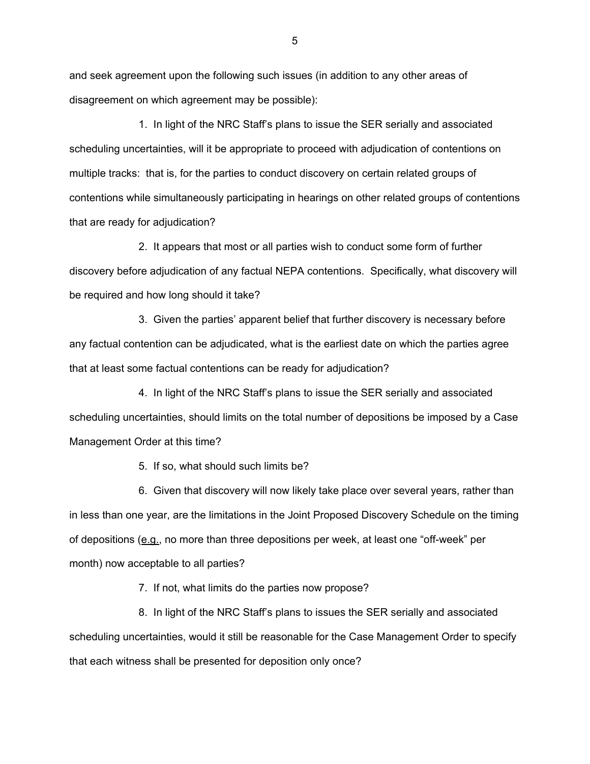and seek agreement upon the following such issues (in addition to any other areas of disagreement on which agreement may be possible):

1. In light of the NRC Staff's plans to issue the SER serially and associated scheduling uncertainties, will it be appropriate to proceed with adjudication of contentions on multiple tracks: that is, for the parties to conduct discovery on certain related groups of contentions while simultaneously participating in hearings on other related groups of contentions that are ready for adjudication?

2. It appears that most or all parties wish to conduct some form of further discovery before adjudication of any factual NEPA contentions. Specifically, what discovery will be required and how long should it take?

3. Given the parties' apparent belief that further discovery is necessary before any factual contention can be adjudicated, what is the earliest date on which the parties agree that at least some factual contentions can be ready for adjudication?

4. In light of the NRC Staff's plans to issue the SER serially and associated scheduling uncertainties, should limits on the total number of depositions be imposed by a Case Management Order at this time?

5. If so, what should such limits be?

6. Given that discovery will now likely take place over several years, rather than in less than one year, are the limitations in the Joint Proposed Discovery Schedule on the timing of depositions (e.g., no more than three depositions per week, at least one "off-week" per month) now acceptable to all parties?

7. If not, what limits do the parties now propose?

8. In light of the NRC Staff's plans to issues the SER serially and associated scheduling uncertainties, would it still be reasonable for the Case Management Order to specify that each witness shall be presented for deposition only once?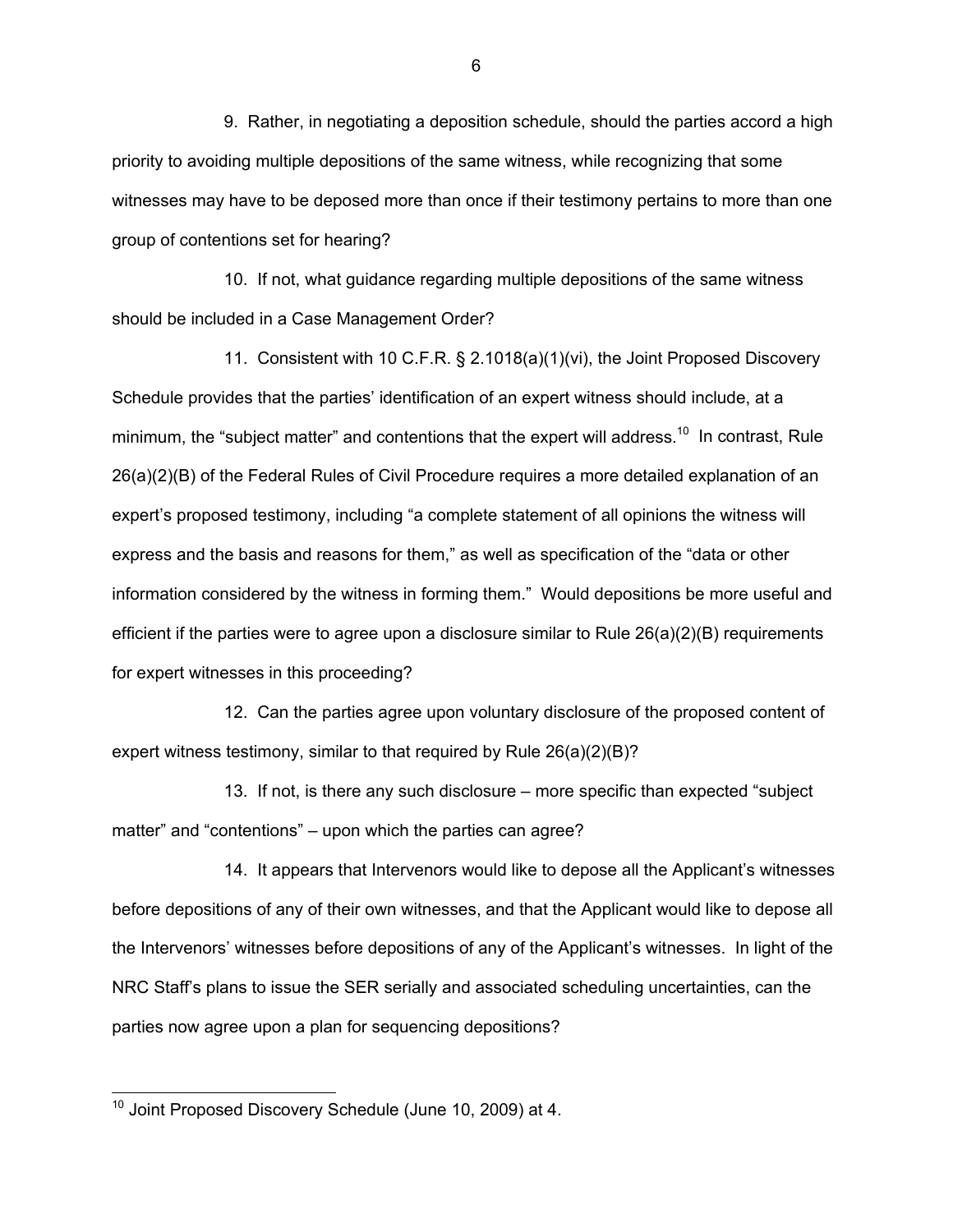9. Rather, in negotiating a deposition schedule, should the parties accord a high priority to avoiding multiple depositions of the same witness, while recognizing that some witnesses may have to be deposed more than once if their testimony pertains to more than one group of contentions set for hearing?

10. If not, what guidance regarding multiple depositions of the same witness should be included in a Case Management Order?

11. Consistent with 10 C.F.R. § 2.1018(a)(1)(vi), the Joint Proposed Discovery Schedule provides that the parties' identification of an expert witness should include, at a minimum, the "subject matter" and contentions that the expert will address.[10] In contrast, Rule 26(a)(2)(B) of the Federal Rules of Civil Procedure requires a more detailed explanation of an expert's proposed testimony, including "a complete statement of all opinions the witness will express and the basis and reasons for them," as well as specification of the "data or other information considered by the witness in forming them." Would depositions be more useful and efficient if the parties were to agree upon a disclosure similar to Rule 26(a)(2)(B) requirements for expert witnesses in this proceeding?

12. Can the parties agree upon voluntary disclosure of the proposed content of expert witness testimony, similar to that required by Rule 26(a)(2)(B)?

13. If not, is there any such disclosure – more specific than expected "subject matter" and "contentions" – upon which the parties can agree?

14. It appears that Intervenors would like to depose all the Applicant's witnesses before depositions of any of their own witnesses, and that the Applicant would like to depose all the Intervenors' witnesses before depositions of any of the Applicant's witnesses. In light of the NRC Staff's plans to issue the SER serially and associated scheduling uncertainties, can the parties now agree upon a plan for sequencing depositions?

---

[10] Joint Proposed Discovery Schedule (June 10, 2009) at 4.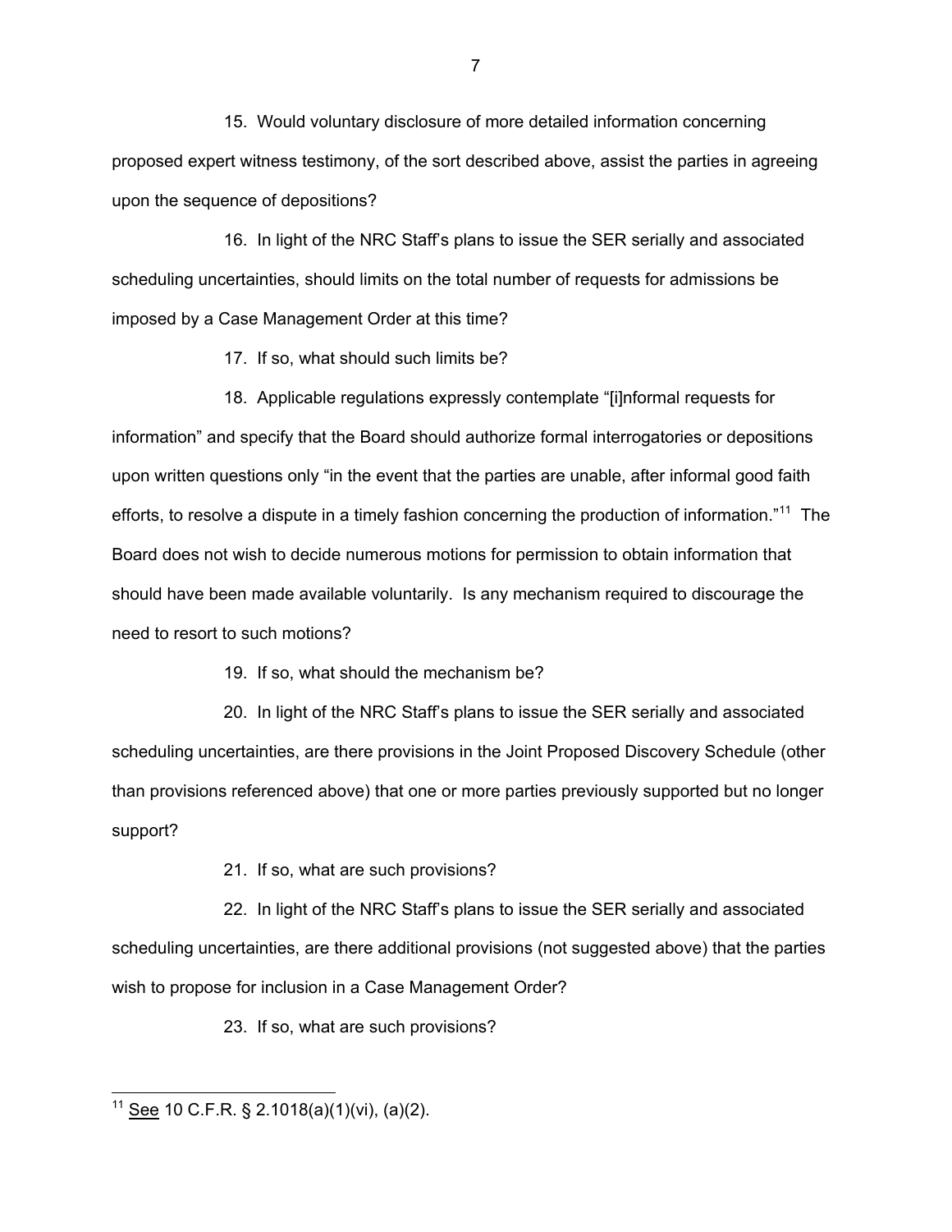15. Would voluntary disclosure of more detailed information concerning proposed expert witness testimony, of the sort described above, assist the parties in agreeing upon the sequence of depositions?

16. In light of the NRC Staff's plans to issue the SER serially and associated scheduling uncertainties, should limits on the total number of requests for admissions be imposed by a Case Management Order at this time?

17. If so, what should such limits be?

18. Applicable regulations expressly contemplate "[i]nformal requests for information" and specify that the Board should authorize formal interrogatories or depositions upon written questions only "in the event that the parties are unable, after informal good faith efforts, to resolve a dispute in a timely fashion concerning the production of information."[11] The Board does not wish to decide numerous motions for permission to obtain information that should have been made available voluntarily. Is any mechanism required to discourage the need to resort to such motions?

19. If so, what should the mechanism be?

20. In light of the NRC Staff's plans to issue the SER serially and associated scheduling uncertainties, are there provisions in the Joint Proposed Discovery Schedule (other than provisions referenced above) that one or more parties previously supported but no longer support?

21. If so, what are such provisions?

22. In light of the NRC Staff's plans to issue the SER serially and associated scheduling uncertainties, are there additional provisions (not suggested above) that the parties wish to propose for inclusion in a Case Management Order?

23. If so, what are such provisions?

---

[11] See 10 C.F.R. § 2.1018(a)(1)(vi), (a)(2).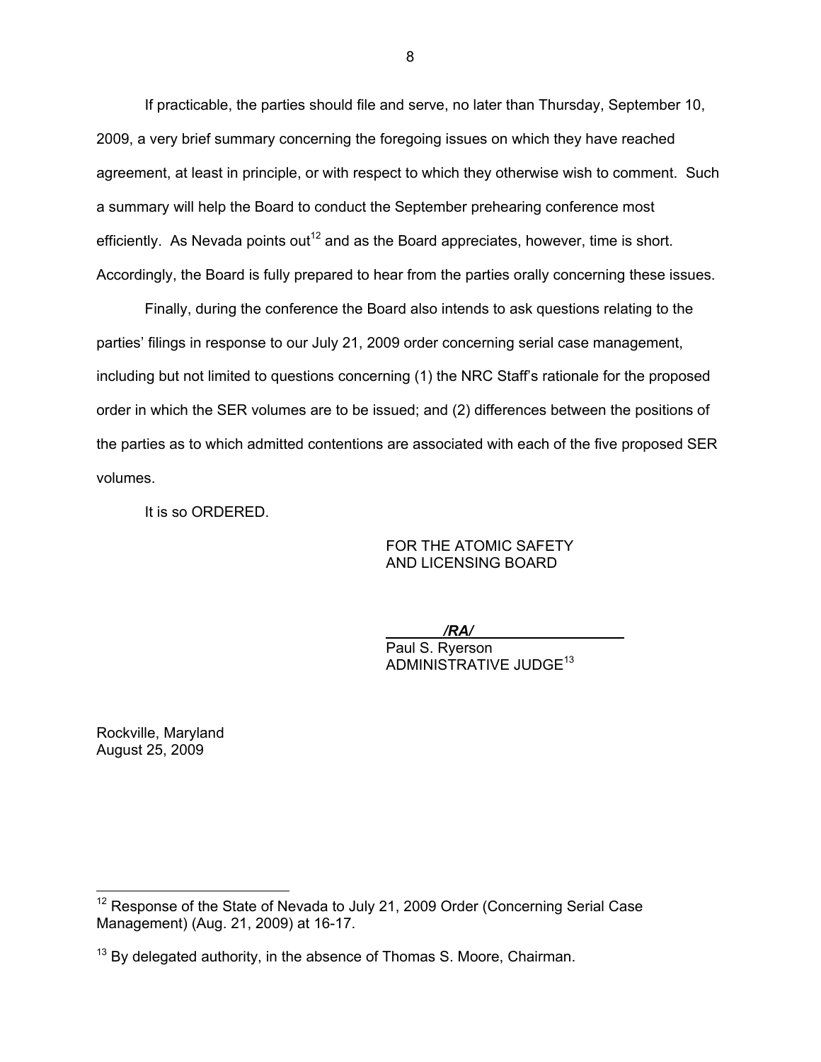If practicable, the parties should file and serve, no later than Thursday, September 10, 2009, a very brief summary concerning the foregoing issues on which they have reached agreement, at least in principle, or with respect to which they otherwise wish to comment. Such a summary will help the Board to conduct the September prehearing conference most efficiently. As Nevada points out[12] and as the Board appreciates, however, time is short. Accordingly, the Board is fully prepared to hear from the parties orally concerning these issues.

Finally, during the conference the Board also intends to ask questions relating to the parties' filings in response to our July 21, 2009 order concerning serial case management, including but not limited to questions concerning (1) the NRC Staff's rationale for the proposed order in which the SER volumes are to be issued; and (2) differences between the positions of the parties as to which admitted contentions are associated with each of the five proposed SER volumes.

It is so ORDERED.

FOR THE ATOMIC SAFETY AND LICENSING BOARD

***/RA/***

Paul S. Ryerson
ADMINISTRATIVE JUDGE[13]

Rockville, Maryland
August 25, 2009

---

[12] Response of the State of Nevada to July 21, 2009 Order (Concerning Serial Case Management) (Aug. 21, 2009) at 16-17.

[13] By delegated authority, in the absence of Thomas S. Moore, Chairman.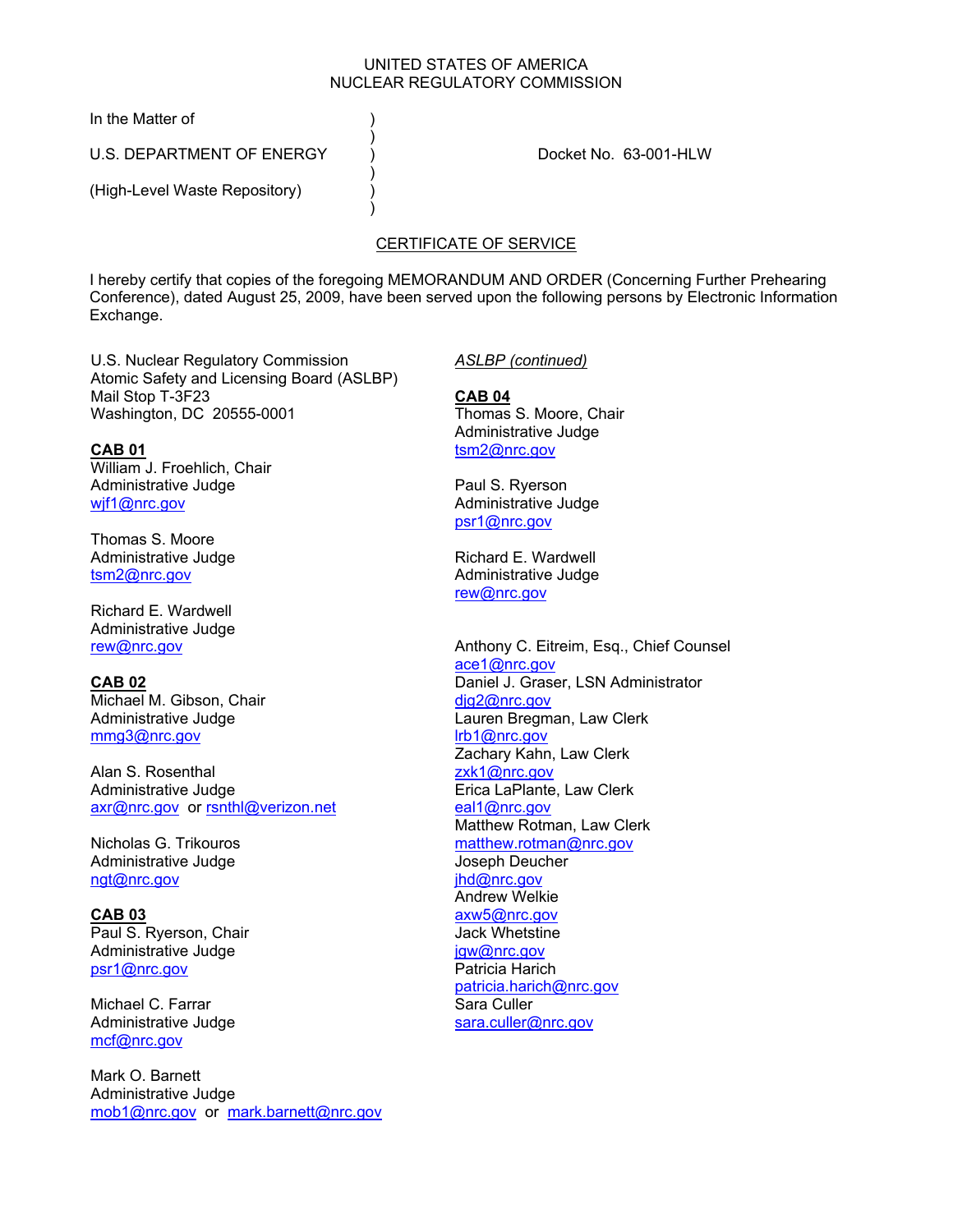UNITED STATES OF AMERICA
NUCLEAR REGULATORY COMMISSION

In the Matter of )
)
U.S. DEPARTMENT OF ENERGY ) Docket No. 63-001-HLW
)
(High-Level Waste Repository) )
)

CERTIFICATE OF SERVICE

I hereby certify that copies of the foregoing MEMORANDUM AND ORDER (Concerning Further Prehearing Conference), dated August 25, 2009, have been served upon the following persons by Electronic Information Exchange.

U.S. Nuclear Regulatory Commission
Atomic Safety and Licensing Board (ASLBP)
Mail Stop T-3F23
Washington, DC 20555-0001

**CAB 01**
William J. Froehlich, Chair
Administrative Judge
wjf1@nrc.gov

Thomas S. Moore
Administrative Judge
tsm2@nrc.gov

Richard E. Wardwell
Administrative Judge
rew@nrc.gov

**CAB 02**
Michael M. Gibson, Chair
Administrative Judge
mmg3@nrc.gov

Alan S. Rosenthal
Administrative Judge
axr@nrc.gov or rsnthl@verizon.net

Nicholas G. Trikouros
Administrative Judge
ngt@nrc.gov

**CAB 03**
Paul S. Ryerson, Chair
Administrative Judge
psr1@nrc.gov

Michael C. Farrar
Administrative Judge
mcf@nrc.gov

Mark O. Barnett
Administrative Judge
mob1@nrc.gov or mark.barnett@nrc.gov

*ASLBP (continued)*

**CAB 04**
Thomas S. Moore, Chair
Administrative Judge
tsm2@nrc.gov

Paul S. Ryerson
Administrative Judge
psr1@nrc.gov

Richard E. Wardwell
Administrative Judge
rew@nrc.gov

Anthony C. Eitreim, Esq., Chief Counsel
ace1@nrc.gov
Daniel J. Graser, LSN Administrator
djg2@nrc.gov
Lauren Bregman, Law Clerk
lrb1@nrc.gov
Zachary Kahn, Law Clerk
zxk1@nrc.gov
Erica LaPlante, Law Clerk
eal1@nrc.gov
Matthew Rotman, Law Clerk
matthew.rotman@nrc.gov
Joseph Deucher
jhd@nrc.gov
Andrew Welkie
axw5@nrc.gov
Jack Whetstine
jgw@nrc.gov
Patricia Harich
patricia.harich@nrc.gov
Sara Culler
sara.culler@nrc.gov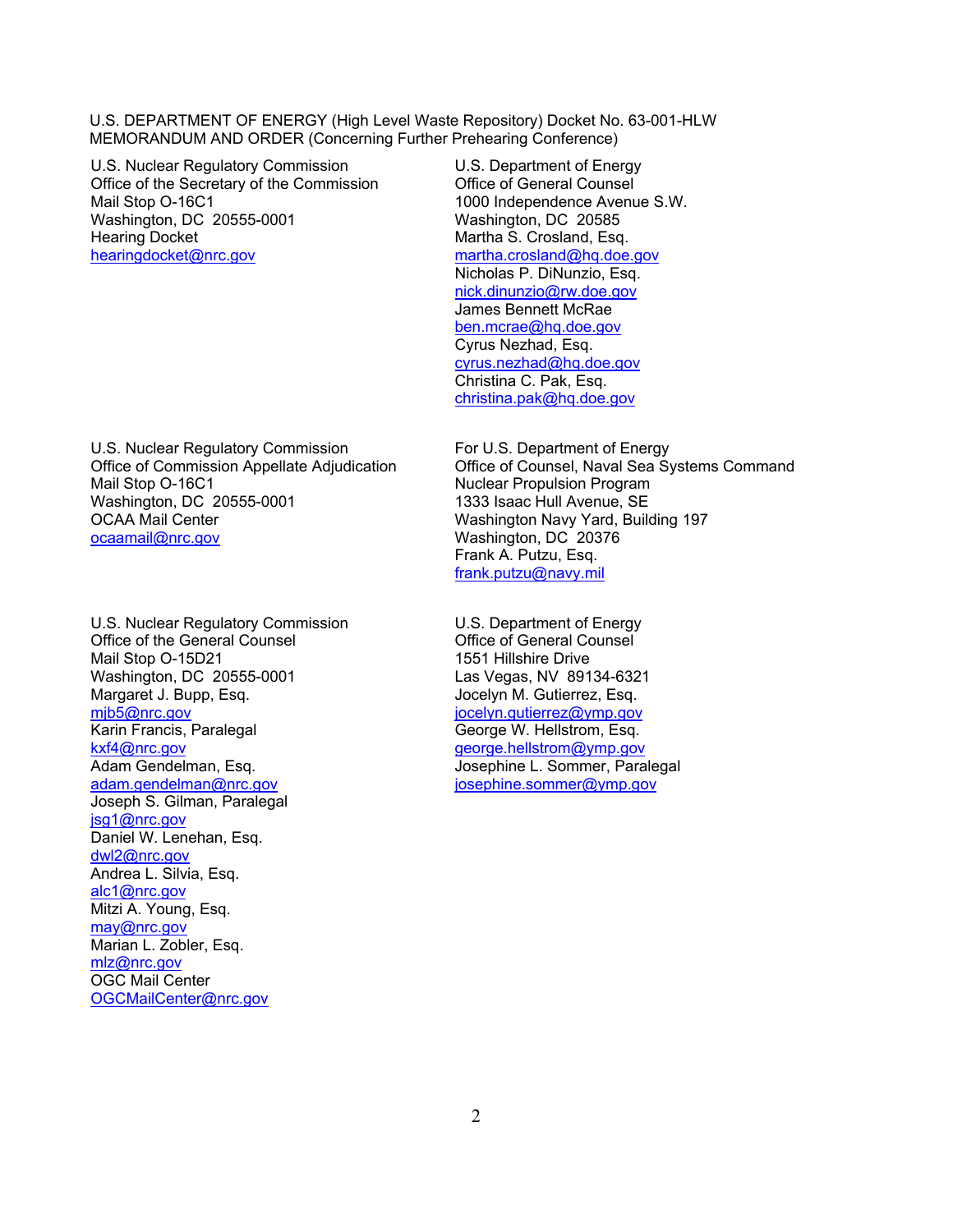U.S. DEPARTMENT OF ENERGY (High Level Waste Repository) Docket No. 63-001-HLW
MEMORANDUM AND ORDER (Concerning Further Prehearing Conference)

U.S. Nuclear Regulatory Commission
Office of the Secretary of the Commission
Mail Stop O-16C1
Washington, DC 20555-0001
Hearing Docket
hearingdocket@nrc.gov

U.S. Nuclear Regulatory Commission
Office of Commission Appellate Adjudication
Mail Stop O-16C1
Washington, DC 20555-0001
OCAA Mail Center
ocaamail@nrc.gov

U.S. Nuclear Regulatory Commission
Office of the General Counsel
Mail Stop O-15D21
Washington, DC 20555-0001
Margaret J. Bupp, Esq.
mjb5@nrc.gov
Karin Francis, Paralegal
kxf4@nrc.gov
Adam Gendelman, Esq.
adam.gendelman@nrc.gov
Joseph S. Gilman, Paralegal
jsg1@nrc.gov
Daniel W. Lenehan, Esq.
dwl2@nrc.gov
Andrea L. Silvia, Esq.
alc1@nrc.gov
Mitzi A. Young, Esq.
may@nrc.gov
Marian L. Zobler, Esq.
mlz@nrc.gov
OGC Mail Center
OGCMailCenter@nrc.gov

U.S. Department of Energy
Office of General Counsel
1000 Independence Avenue S.W.
Washington, DC 20585
Martha S. Crosland, Esq.
martha.crosland@hq.doe.gov
Nicholas P. DiNunzio, Esq.
nick.dinunzio@rw.doe.gov
James Bennett McRae
ben.mcrae@hq.doe.gov
Cyrus Nezhad, Esq.
cyrus.nezhad@hq.doe.gov
Christina C. Pak, Esq.
christina.pak@hq.doe.gov

For U.S. Department of Energy
Office of Counsel, Naval Sea Systems Command
Nuclear Propulsion Program
1333 Isaac Hull Avenue, SE
Washington Navy Yard, Building 197
Washington, DC 20376
Frank A. Putzu, Esq.
frank.putzu@navy.mil

U.S. Department of Energy
Office of General Counsel
1551 Hillshire Drive
Las Vegas, NV 89134-6321
Jocelyn M. Gutierrez, Esq.
jocelyn.gutierrez@ymp.gov
George W. Hellstrom, Esq.
george.hellstrom@ymp.gov
Josephine L. Sommer, Paralegal
josephine.sommer@ymp.gov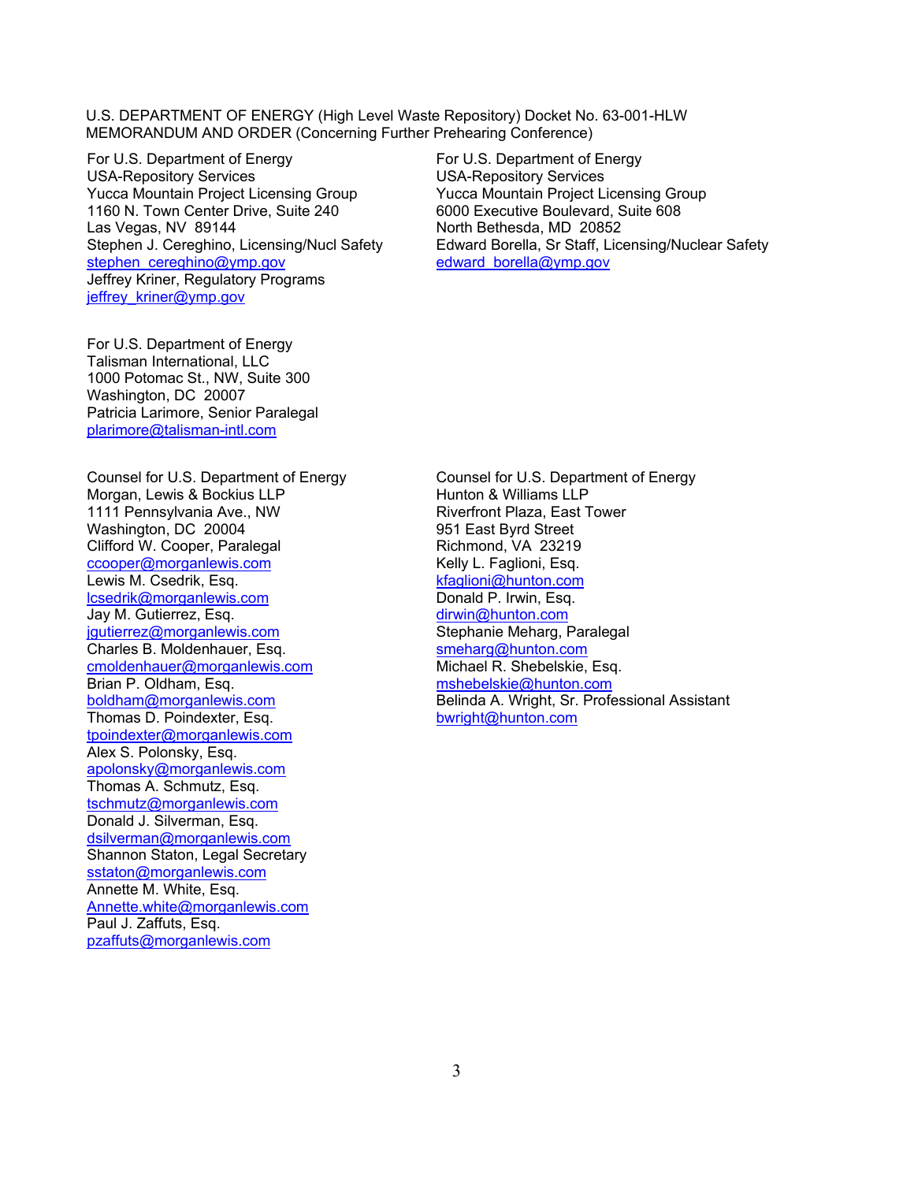U.S. DEPARTMENT OF ENERGY (High Level Waste Repository) Docket No. 63-001-HLW
MEMORANDUM AND ORDER (Concerning Further Prehearing Conference)

For U.S. Department of Energy
USA-Repository Services
Yucca Mountain Project Licensing Group
1160 N. Town Center Drive, Suite 240
Las Vegas, NV 89144
Stephen J. Cereghino, Licensing/Nucl Safety
stephen_cereghino@ymp.gov
Jeffrey Kriner, Regulatory Programs
jeffrey_kriner@ymp.gov

For U.S. Department of Energy
USA-Repository Services
Yucca Mountain Project Licensing Group
6000 Executive Boulevard, Suite 608
North Bethesda, MD 20852
Edward Borella, Sr Staff, Licensing/Nuclear Safety
edward_borella@ymp.gov

For U.S. Department of Energy
Talisman International, LLC
1000 Potomac St., NW, Suite 300
Washington, DC 20007
Patricia Larimore, Senior Paralegal
plarimore@talisman-intl.com

Counsel for U.S. Department of Energy
Morgan, Lewis & Bockius LLP
1111 Pennsylvania Ave., NW
Washington, DC 20004
Clifford W. Cooper, Paralegal
ccooper@morganlewis.com
Lewis M. Csedrik, Esq.
lcsedrik@morganlewis.com
Jay M. Gutierrez, Esq.
jgutierrez@morganlewis.com
Charles B. Moldenhauer, Esq.
cmoldenhauer@morganlewis.com
Brian P. Oldham, Esq.
boldham@morganlewis.com
Thomas D. Poindexter, Esq.
tpoindexter@morganlewis.com
Alex S. Polonsky, Esq.
apolonsky@morganlewis.com
Thomas A. Schmutz, Esq.
tschmutz@morganlewis.com
Donald J. Silverman, Esq.
dsilverman@morganlewis.com
Shannon Staton, Legal Secretary
sstaton@morganlewis.com
Annette M. White, Esq.
Annette.white@morganlewis.com
Paul J. Zaffuts, Esq.
pzaffuts@morganlewis.com

Counsel for U.S. Department of Energy
Hunton & Williams LLP
Riverfront Plaza, East Tower
951 East Byrd Street
Richmond, VA 23219
Kelly L. Faglioni, Esq.
kfaglioni@hunton.com
Donald P. Irwin, Esq.
dirwin@hunton.com
Stephanie Meharg, Paralegal
smeharg@hunton.com
Michael R. Shebelskie, Esq.
mshebelskie@hunton.com
Belinda A. Wright, Sr. Professional Assistant
bwright@hunton.com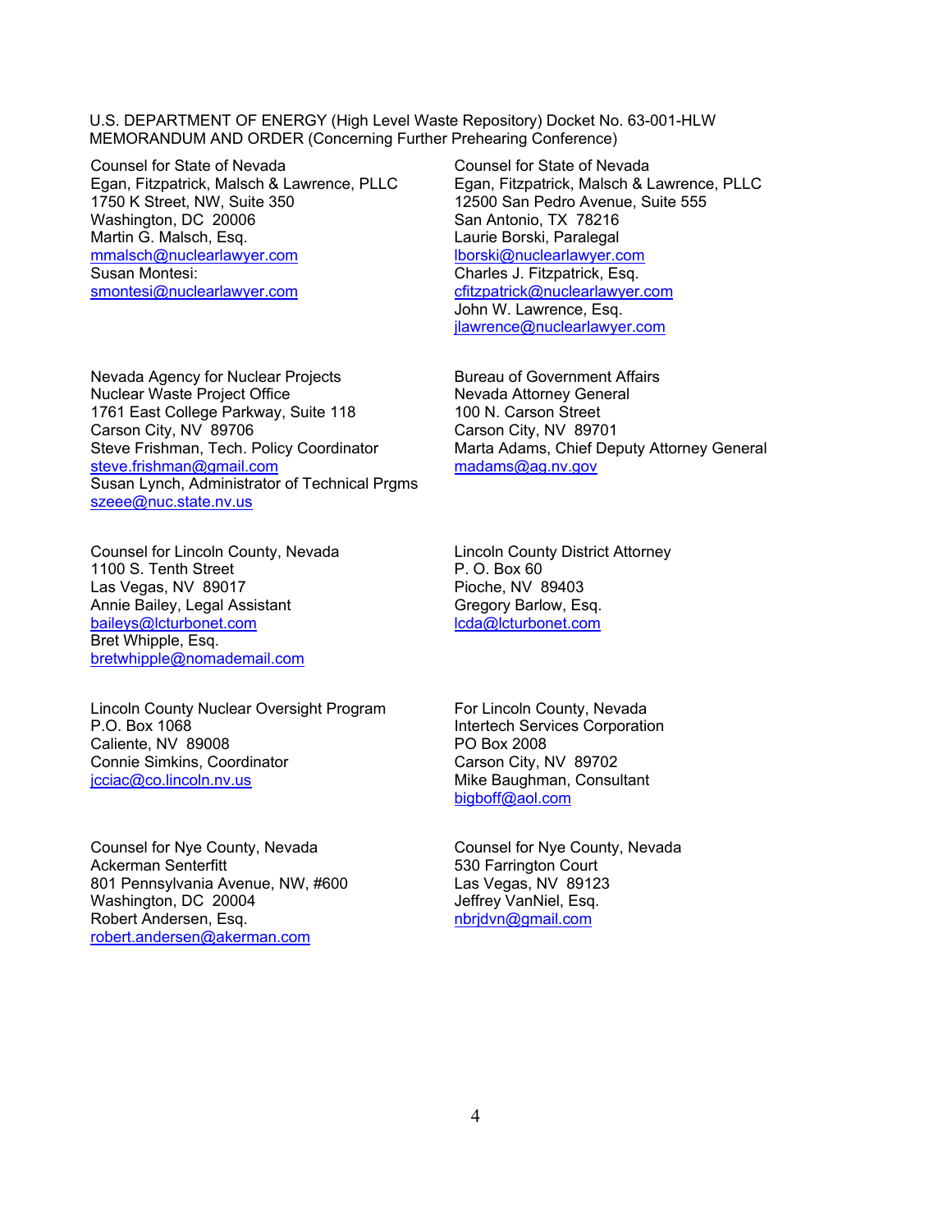U.S. DEPARTMENT OF ENERGY (High Level Waste Repository) Docket No. 63-001-HLW
MEMORANDUM AND ORDER (Concerning Further Prehearing Conference)

Counsel for State of Nevada
Egan, Fitzpatrick, Malsch & Lawrence, PLLC
1750 K Street, NW, Suite 350
Washington, DC 20006
Martin G. Malsch, Esq.
mmalsch@nuclearlawyer.com
Susan Montesi:
smontesi@nuclearlawyer.com

Counsel for State of Nevada
Egan, Fitzpatrick, Malsch & Lawrence, PLLC
12500 San Pedro Avenue, Suite 555
San Antonio, TX 78216
Laurie Borski, Paralegal
lborski@nuclearlawyer.com
Charles J. Fitzpatrick, Esq.
cfitzpatrick@nuclearlawyer.com
John W. Lawrence, Esq.
jlawrence@nuclearlawyer.com

Nevada Agency for Nuclear Projects
Nuclear Waste Project Office
1761 East College Parkway, Suite 118
Carson City, NV 89706
Steve Frishman, Tech. Policy Coordinator
steve.frishman@gmail.com
Susan Lynch, Administrator of Technical Prgms
szeee@nuc.state.nv.us

Bureau of Government Affairs
Nevada Attorney General
100 N. Carson Street
Carson City, NV 89701
Marta Adams, Chief Deputy Attorney General
madams@ag.nv.gov

Counsel for Lincoln County, Nevada
1100 S. Tenth Street
Las Vegas, NV 89017
Annie Bailey, Legal Assistant
baileys@lcturbonet.com
Bret Whipple, Esq.
bretwhipple@nomademail.com

Lincoln County District Attorney
P. O. Box 60
Pioche, NV 89403
Gregory Barlow, Esq.
lcda@lcturbonet.com

Lincoln County Nuclear Oversight Program
P.O. Box 1068
Caliente, NV 89008
Connie Simkins, Coordinator
jcciac@co.lincoln.nv.us

For Lincoln County, Nevada
Intertech Services Corporation
PO Box 2008
Carson City, NV 89702
Mike Baughman, Consultant
bigboff@aol.com

Counsel for Nye County, Nevada
Ackerman Senterfitt
801 Pennsylvania Avenue, NW, #600
Washington, DC 20004
Robert Andersen, Esq.
robert.andersen@akerman.com

Counsel for Nye County, Nevada
530 Farrington Court
Las Vegas, NV 89123
Jeffrey VanNiel, Esq.
nbrjdvn@gmail.com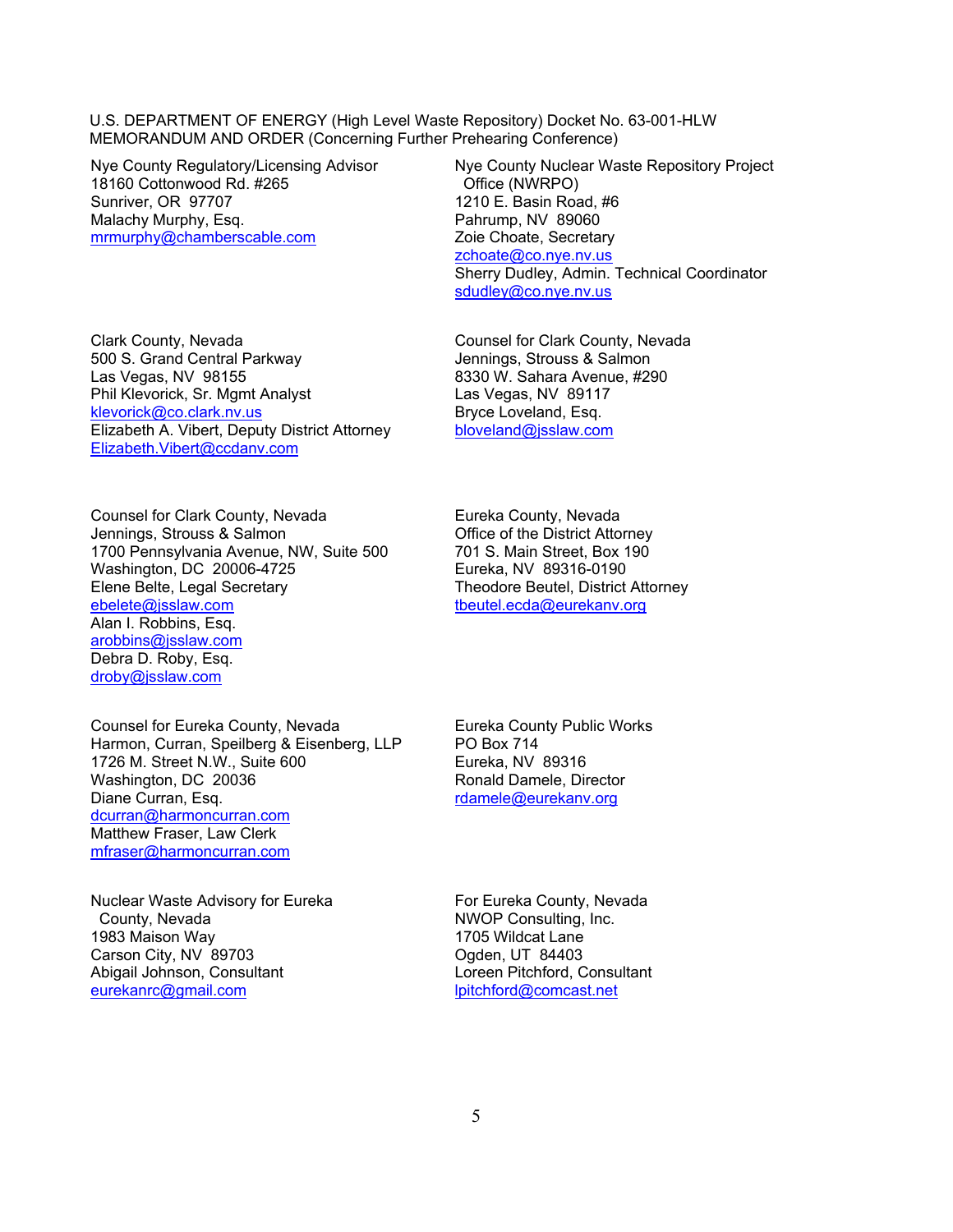U.S. DEPARTMENT OF ENERGY (High Level Waste Repository) Docket No. 63-001-HLW
MEMORANDUM AND ORDER (Concerning Further Prehearing Conference)

Nye County Regulatory/Licensing Advisor
18160 Cottonwood Rd. #265
Sunriver, OR 97707
Malachy Murphy, Esq.
mrmurphy@chamberscable.com

Nye County Nuclear Waste Repository Project Office (NWRPO)
1210 E. Basin Road, #6
Pahrump, NV 89060
Zoie Choate, Secretary
zchoate@co.nye.nv.us
Sherry Dudley, Admin. Technical Coordinator
sdudley@co.nye.nv.us

Clark County, Nevada
500 S. Grand Central Parkway
Las Vegas, NV 98155
Phil Klevorick, Sr. Mgmt Analyst
klevorick@co.clark.nv.us
Elizabeth A. Vibert, Deputy District Attorney
Elizabeth.Vibert@ccdanv.com

Counsel for Clark County, Nevada
Jennings, Strouss & Salmon
8330 W. Sahara Avenue, #290
Las Vegas, NV 89117
Bryce Loveland, Esq.
bloveland@jsslaw.com

Counsel for Clark County, Nevada
Jennings, Strouss & Salmon
1700 Pennsylvania Avenue, NW, Suite 500
Washington, DC 20006-4725
Elene Belte, Legal Secretary
ebelete@jsslaw.com
Alan I. Robbins, Esq.
arobbins@jsslaw.com
Debra D. Roby, Esq.
droby@jsslaw.com

Eureka County, Nevada
Office of the District Attorney
701 S. Main Street, Box 190
Eureka, NV 89316-0190
Theodore Beutel, District Attorney
tbeutel.ecda@eurekanv.org

Counsel for Eureka County, Nevada
Harmon, Curran, Speilberg & Eisenberg, LLP
1726 M. Street N.W., Suite 600
Washington, DC 20036
Diane Curran, Esq.
dcurran@harmoncurran.com
Matthew Fraser, Law Clerk
mfraser@harmoncurran.com

Eureka County Public Works
PO Box 714
Eureka, NV 89316
Ronald Damele, Director
rdamele@eurekanv.org

Nuclear Waste Advisory for Eureka County, Nevada
1983 Maison Way
Carson City, NV 89703
Abigail Johnson, Consultant
eurekanrc@gmail.com

For Eureka County, Nevada
NWOP Consulting, Inc.
1705 Wildcat Lane
Ogden, UT 84403
Loreen Pitchford, Consultant
lpitchford@comcast.net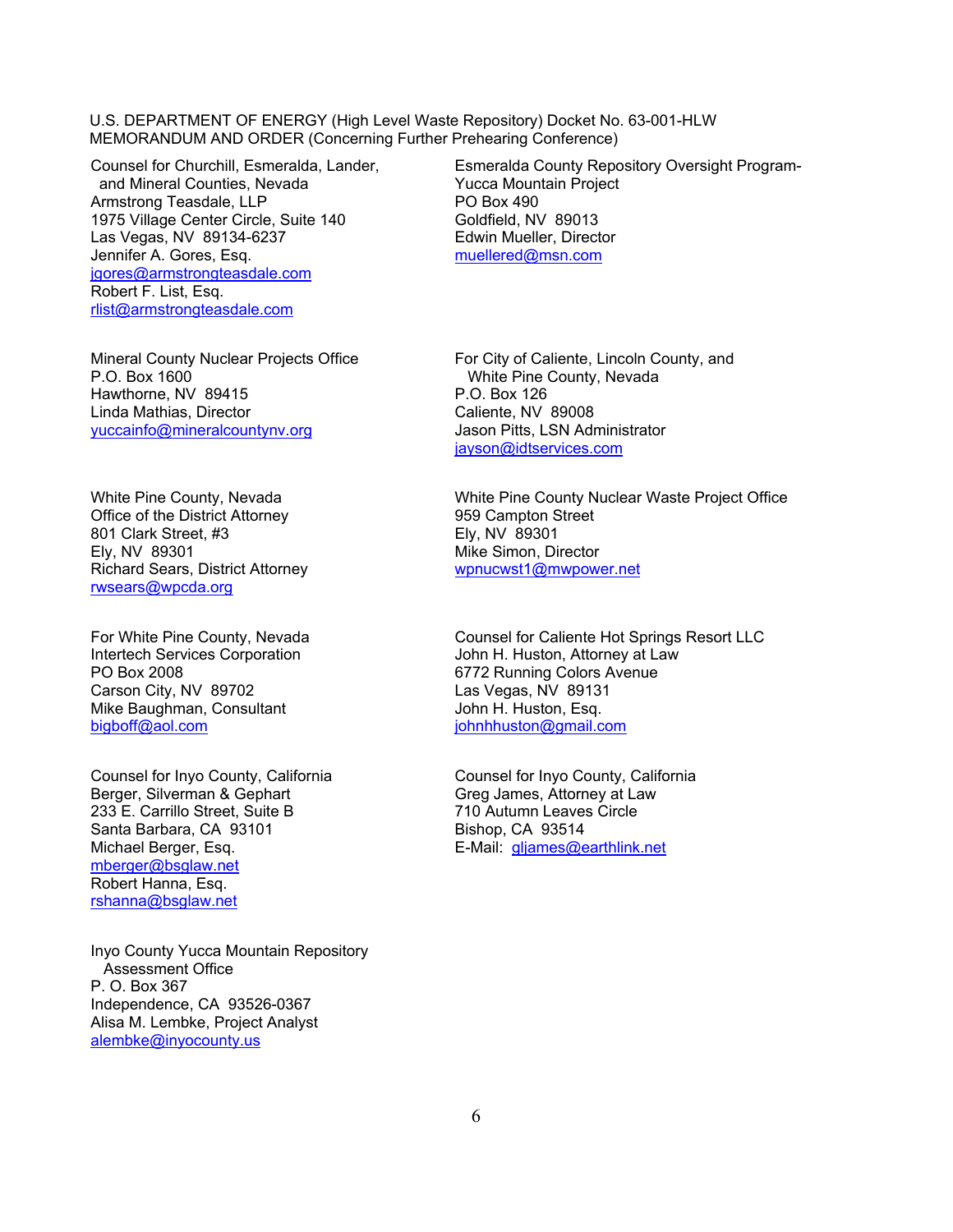U.S. DEPARTMENT OF ENERGY (High Level Waste Repository) Docket No. 63-001-HLW
MEMORANDUM AND ORDER (Concerning Further Prehearing Conference)

Counsel for Churchill, Esmeralda, Lander, and Mineral Counties, Nevada
Armstrong Teasdale, LLP
1975 Village Center Circle, Suite 140
Las Vegas, NV 89134-6237
Jennifer A. Gores, Esq.
jgores@armstrongteasdale.com
Robert F. List, Esq.
rlist@armstrongteasdale.com

Esmeralda County Repository Oversight Program-Yucca Mountain Project
PO Box 490
Goldfield, NV 89013
Edwin Mueller, Director
muellered@msn.com

Mineral County Nuclear Projects Office
P.O. Box 1600
Hawthorne, NV 89415
Linda Mathias, Director
yuccainfo@mineralcountynv.org

For City of Caliente, Lincoln County, and White Pine County, Nevada
P.O. Box 126
Caliente, NV 89008
Jason Pitts, LSN Administrator
jayson@idtservices.com

White Pine County, Nevada
Office of the District Attorney
801 Clark Street, #3
Ely, NV 89301
Richard Sears, District Attorney
rwsears@wpcda.org

White Pine County Nuclear Waste Project Office
959 Campton Street
Ely, NV 89301
Mike Simon, Director
wpnucwst1@mwpower.net

For White Pine County, Nevada
Intertech Services Corporation
PO Box 2008
Carson City, NV 89702
Mike Baughman, Consultant
bigboff@aol.com

Counsel for Caliente Hot Springs Resort LLC
John H. Huston, Attorney at Law
6772 Running Colors Avenue
Las Vegas, NV 89131
John H. Huston, Esq.
johnhhuston@gmail.com

Counsel for Inyo County, California
Berger, Silverman & Gephart
233 E. Carrillo Street, Suite B
Santa Barbara, CA 93101
Michael Berger, Esq.
mberger@bsglaw.net
Robert Hanna, Esq.
rshanna@bsglaw.net

Counsel for Inyo County, California
Greg James, Attorney at Law
710 Autumn Leaves Circle
Bishop, CA 93514
E-Mail: gljames@earthlink.net

Inyo County Yucca Mountain Repository Assessment Office
P. O. Box 367
Independence, CA 93526-0367
Alisa M. Lembke, Project Analyst
alembke@inyocounty.us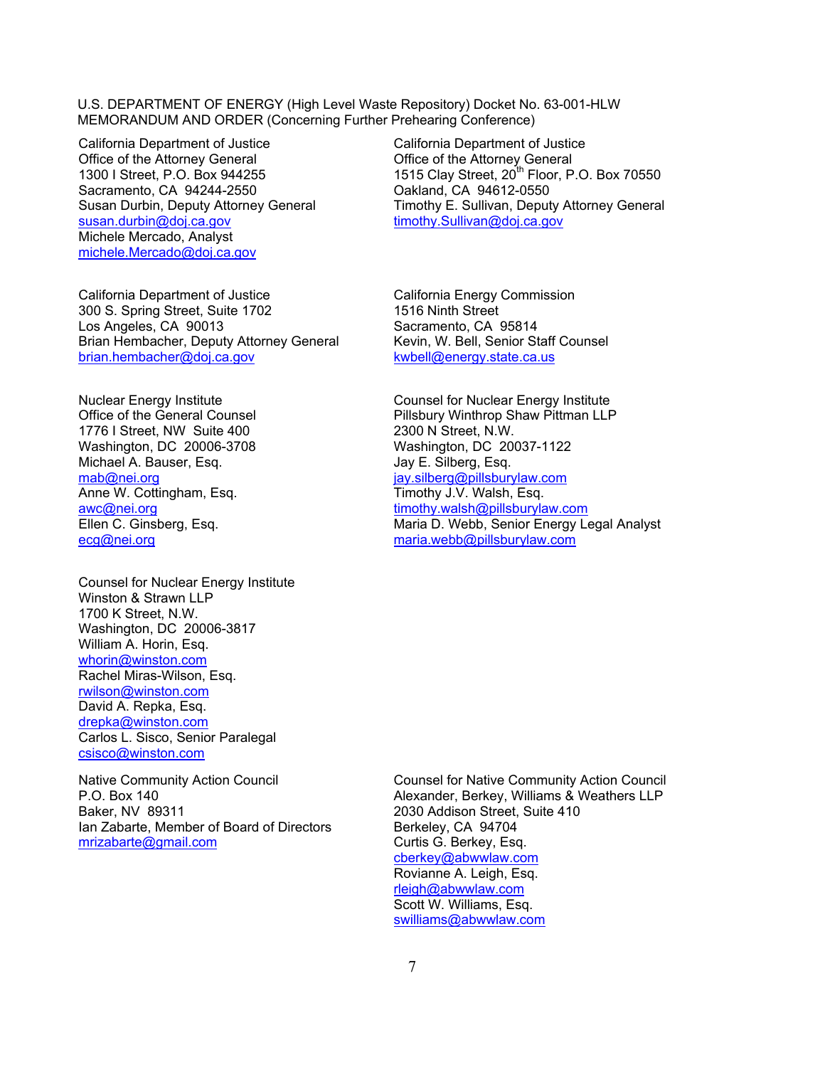U.S. DEPARTMENT OF ENERGY (High Level Waste Repository) Docket No. 63-001-HLW
MEMORANDUM AND ORDER (Concerning Further Prehearing Conference)

California Department of Justice
Office of the Attorney General
1300 I Street, P.O. Box 944255
Sacramento, CA 94244-2550
Susan Durbin, Deputy Attorney General
susan.durbin@doj.ca.gov
Michele Mercado, Analyst
michele.Mercado@doj.ca.gov

California Department of Justice
Office of the Attorney General
1515 Clay Street, 20th Floor, P.O. Box 70550
Oakland, CA 94612-0550
Timothy E. Sullivan, Deputy Attorney General
timothy.Sullivan@doj.ca.gov

California Department of Justice
300 S. Spring Street, Suite 1702
Los Angeles, CA 90013
Brian Hembacher, Deputy Attorney General
brian.hembacher@doj.ca.gov

California Energy Commission
1516 Ninth Street
Sacramento, CA 95814
Kevin, W. Bell, Senior Staff Counsel
kwbell@energy.state.ca.us

Nuclear Energy Institute
Office of the General Counsel
1776 I Street, NW Suite 400
Washington, DC 20006-3708
Michael A. Bauser, Esq.
mab@nei.org
Anne W. Cottingham, Esq.
awc@nei.org
Ellen C. Ginsberg, Esq.
ecg@nei.org

Counsel for Nuclear Energy Institute
Pillsbury Winthrop Shaw Pittman LLP
2300 N Street, N.W.
Washington, DC 20037-1122
Jay E. Silberg, Esq.
jay.silberg@pillsburylaw.com
Timothy J.V. Walsh, Esq.
timothy.walsh@pillsburylaw.com
Maria D. Webb, Senior Energy Legal Analyst
maria.webb@pillsburylaw.com

Counsel for Nuclear Energy Institute
Winston & Strawn LLP
1700 K Street, N.W.
Washington, DC 20006-3817
William A. Horin, Esq.
whorin@winston.com
Rachel Miras-Wilson, Esq.
rwilson@winston.com
David A. Repka, Esq.
drepka@winston.com
Carlos L. Sisco, Senior Paralegal
csisco@winston.com

Native Community Action Council
P.O. Box 140
Baker, NV 89311
Ian Zabarte, Member of Board of Directors
mrizabarte@gmail.com

Counsel for Native Community Action Council
Alexander, Berkey, Williams & Weathers LLP
2030 Addison Street, Suite 410
Berkeley, CA 94704
Curtis G. Berkey, Esq.
cberkey@abwwlaw.com
Rovianne A. Leigh, Esq.
rleigh@abwwlaw.com
Scott W. Williams, Esq.
swilliams@abwwlaw.com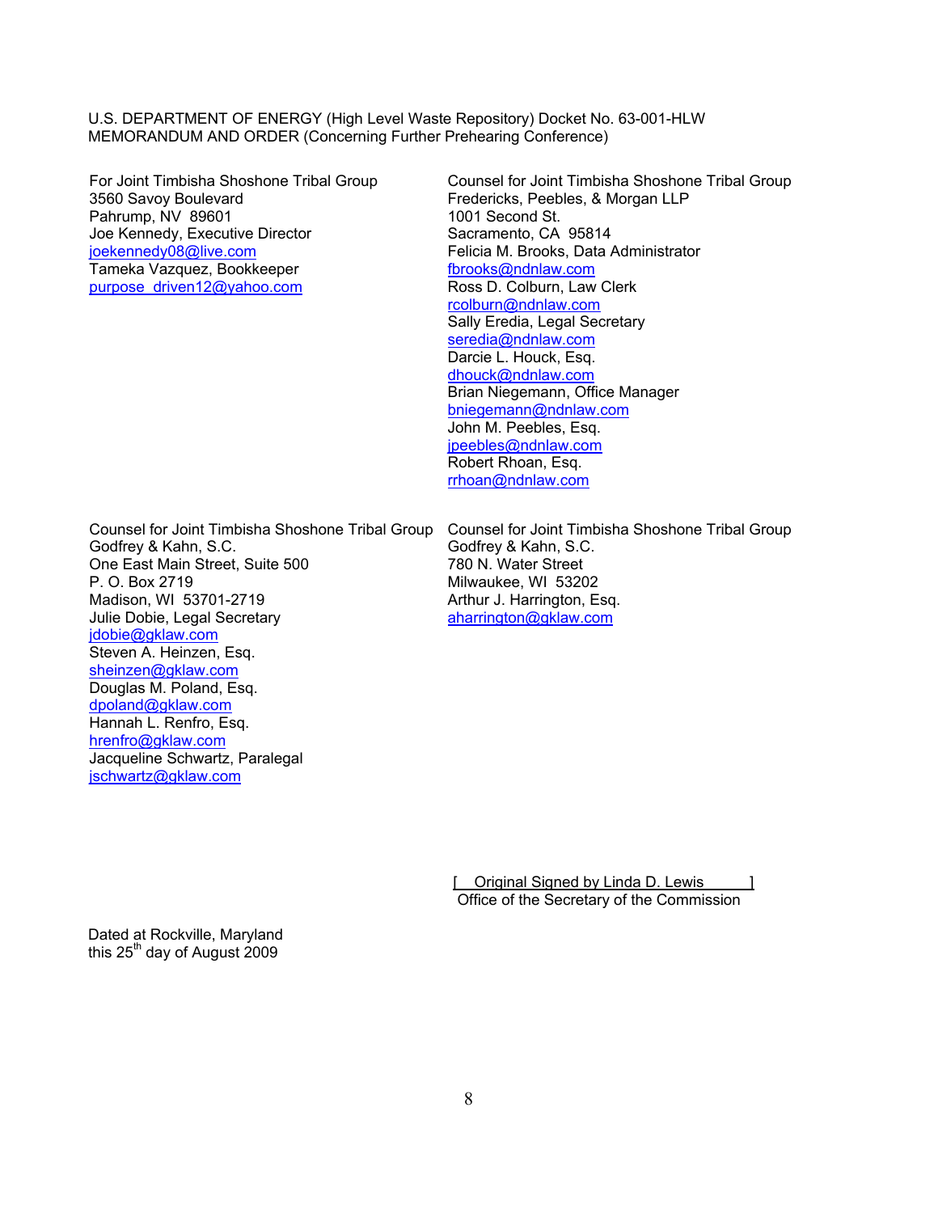U.S. DEPARTMENT OF ENERGY (High Level Waste Repository) Docket No. 63-001-HLW
MEMORANDUM AND ORDER (Concerning Further Prehearing Conference)

For Joint Timbisha Shoshone Tribal Group
3560 Savoy Boulevard
Pahrump, NV 89601
Joe Kennedy, Executive Director
joekennedy08@live.com
Tameka Vazquez, Bookkeeper
purpose_driven12@yahoo.com

Counsel for Joint Timbisha Shoshone Tribal Group
Fredericks, Peebles, & Morgan LLP
1001 Second St.
Sacramento, CA 95814
Felicia M. Brooks, Data Administrator
fbrooks@ndnlaw.com
Ross D. Colburn, Law Clerk
rcolburn@ndnlaw.com
Sally Eredia, Legal Secretary
seredia@ndnlaw.com
Darcie L. Houck, Esq.
dhouck@ndnlaw.com
Brian Niegemann, Office Manager
bniegemann@ndnlaw.com
John M. Peebles, Esq.
jpeebles@ndnlaw.com
Robert Rhoan, Esq.
rrhoan@ndnlaw.com

Counsel for Joint Timbisha Shoshone Tribal Group
Godfrey & Kahn, S.C.
One East Main Street, Suite 500
P. O. Box 2719
Madison, WI 53701-2719
Julie Dobie, Legal Secretary
jdobie@gklaw.com
Steven A. Heinzen, Esq.
sheinzen@gklaw.com
Douglas M. Poland, Esq.
dpoland@gklaw.com
Hannah L. Renfro, Esq.
hrenfro@gklaw.com
Jacqueline Schwartz, Paralegal
jschwartz@gklaw.com

Counsel for Joint Timbisha Shoshone Tribal Group
Godfrey & Kahn, S.C.
780 N. Water Street
Milwaukee, WI 53202
Arthur J. Harrington, Esq.
aharrington@gklaw.com

[ Original Signed by Linda D. Lewis ]
Office of the Secretary of the Commission

Dated at Rockville, Maryland
this 25th day of August 2009